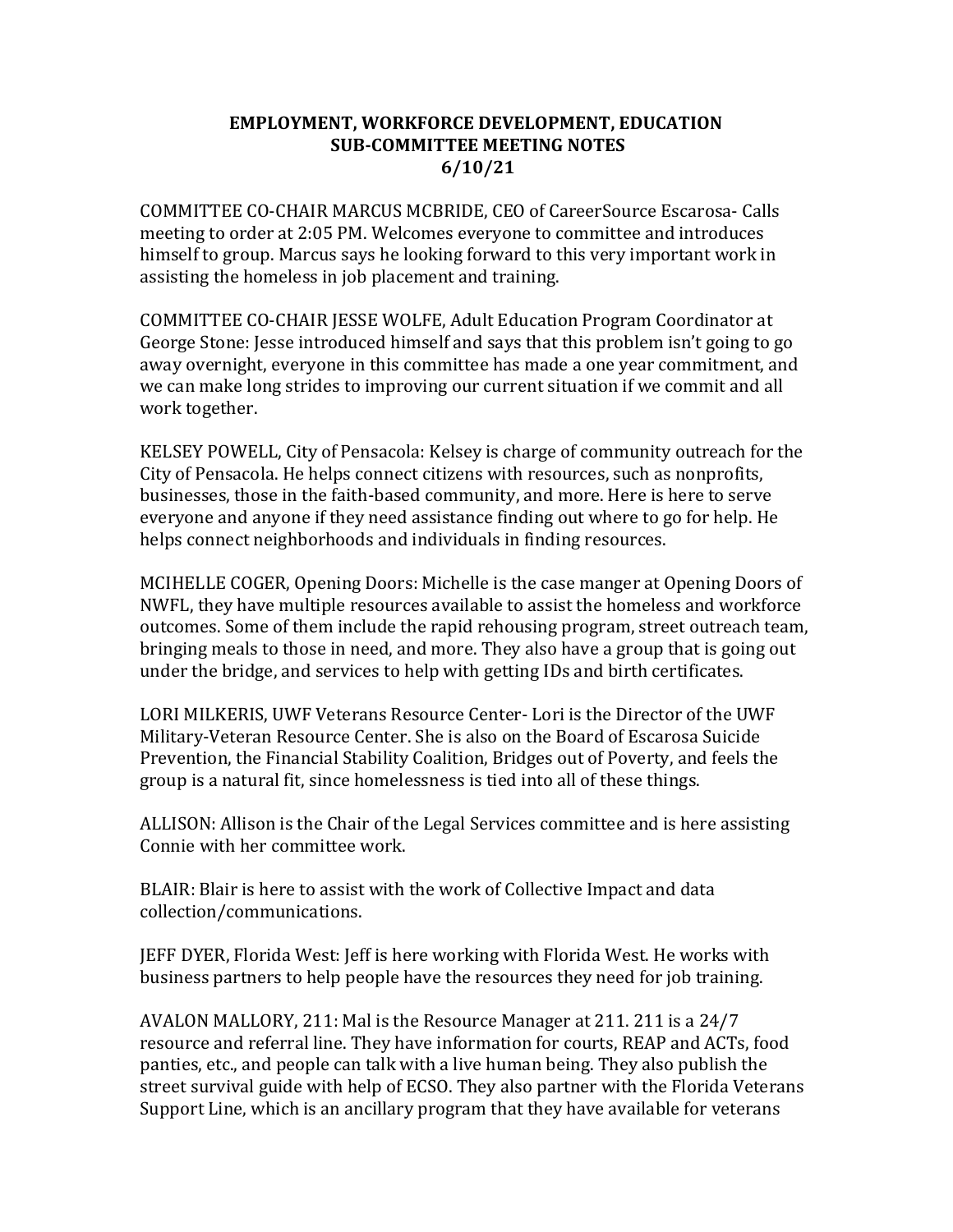# EMPLOYMENT, WORKFORCE DEVELOPMENT, EDUCATION
# SUB-COMMITTEE MEETING NOTES
# 6/10/21

COMMITTEE CO-CHAIR MARCUS MCBRIDE, CEO of CareerSource Escarosa- Calls meeting to order at 2:05 PM. Welcomes everyone to committee and introduces himself to group. Marcus says he looking forward to this very important work in assisting the homeless in job placement and training.

COMMITTEE CO-CHAIR JESSE WOLFE, Adult Education Program Coordinator at George Stone: Jesse introduced himself and says that this problem isn't going to go away overnight, everyone in this committee has made a one year commitment, and we can make long strides to improving our current situation if we commit and all work together.

KELSEY POWELL, City of Pensacola: Kelsey is charge of community outreach for the City of Pensacola. He helps connect citizens with resources, such as nonprofits, businesses, those in the faith-based community, and more. Here is here to serve everyone and anyone if they need assistance finding out where to go for help. He helps connect neighborhoods and individuals in finding resources.

MCIHELLE COGER, Opening Doors: Michelle is the case manger at Opening Doors of NWFL, they have multiple resources available to assist the homeless and workforce outcomes. Some of them include the rapid rehousing program, street outreach team, bringing meals to those in need, and more. They also have a group that is going out under the bridge, and services to help with getting IDs and birth certificates.

LORI MILKERIS, UWF Veterans Resource Center- Lori is the Director of the UWF Military-Veteran Resource Center. She is also on the Board of Escarosa Suicide Prevention, the Financial Stability Coalition, Bridges out of Poverty, and feels the group is a natural fit, since homelessness is tied into all of these things.

ALLISON: Allison is the Chair of the Legal Services committee and is here assisting Connie with her committee work.

BLAIR: Blair is here to assist with the work of Collective Impact and data collection/communications.

JEFF DYER, Florida West: Jeff is here working with Florida West. He works with business partners to help people have the resources they need for job training.

AVALON MALLORY, 211: Mal is the Resource Manager at 211. 211 is a 24/7 resource and referral line. They have information for courts, REAP and ACTs, food panties, etc., and people can talk with a live human being. They also publish the street survival guide with help of ECSO. They also partner with the Florida Veterans Support Line, which is an ancillary program that they have available for veterans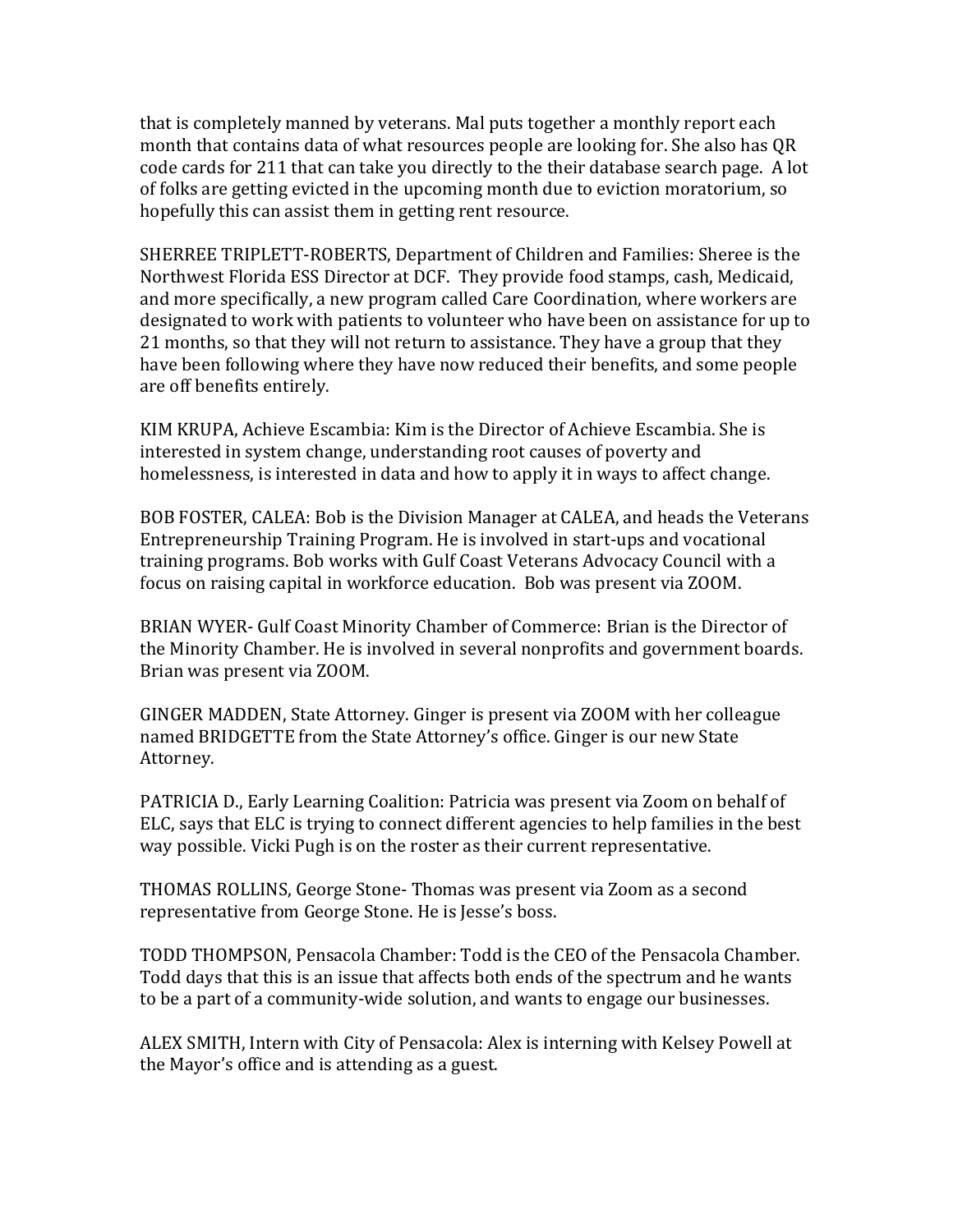that is completely manned by veterans. Mal puts together a monthly report each month that contains data of what resources people are looking for. She also has QR code cards for 211 that can take you directly to the their database search page. A lot of folks are getting evicted in the upcoming month due to eviction moratorium, so hopefully this can assist them in getting rent resource.

SHERREE TRIPLETT-ROBERTS, Department of Children and Families: Sheree is the Northwest Florida ESS Director at DCF. They provide food stamps, cash, Medicaid, and more specifically, a new program called Care Coordination, where workers are designated to work with patients to volunteer who have been on assistance for up to 21 months, so that they will not return to assistance. They have a group that they have been following where they have now reduced their benefits, and some people are off benefits entirely.

KIM KRUPA, Achieve Escambia: Kim is the Director of Achieve Escambia. She is interested in system change, understanding root causes of poverty and homelessness, is interested in data and how to apply it in ways to affect change.

BOB FOSTER, CALEA: Bob is the Division Manager at CALEA, and heads the Veterans Entrepreneurship Training Program. He is involved in start-ups and vocational training programs. Bob works with Gulf Coast Veterans Advocacy Council with a focus on raising capital in workforce education. Bob was present via ZOOM.

BRIAN WYER- Gulf Coast Minority Chamber of Commerce: Brian is the Director of the Minority Chamber. He is involved in several nonprofits and government boards. Brian was present via ZOOM.

GINGER MADDEN, State Attorney. Ginger is present via ZOOM with her colleague named BRIDGETTE from the State Attorney's office. Ginger is our new State Attorney.

PATRICIA D., Early Learning Coalition: Patricia was present via Zoom on behalf of ELC, says that ELC is trying to connect different agencies to help families in the best way possible. Vicki Pugh is on the roster as their current representative.

THOMAS ROLLINS, George Stone- Thomas was present via Zoom as a second representative from George Stone. He is Jesse's boss.

TODD THOMPSON, Pensacola Chamber: Todd is the CEO of the Pensacola Chamber. Todd days that this is an issue that affects both ends of the spectrum and he wants to be a part of a community-wide solution, and wants to engage our businesses.

ALEX SMITH, Intern with City of Pensacola: Alex is interning with Kelsey Powell at the Mayor's office and is attending as a guest.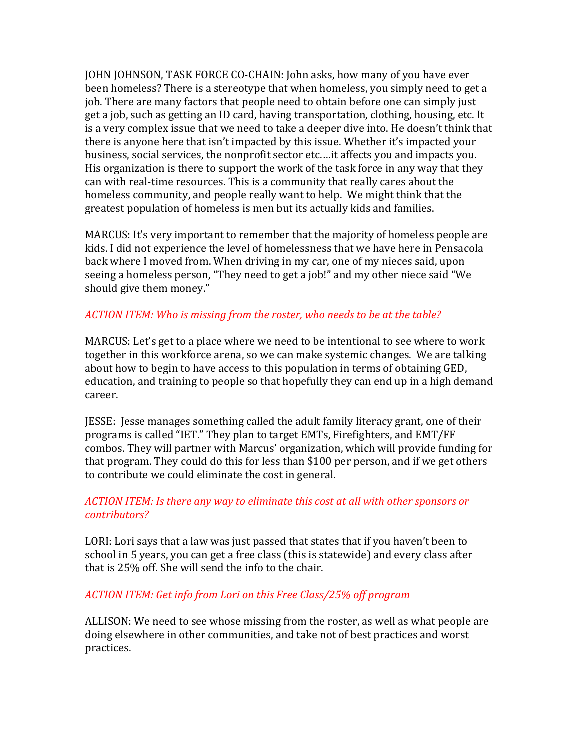JOHN JOHNSON, TASK FORCE CO-CHAIN: John asks, how many of you have ever been homeless? There is a stereotype that when homeless, you simply need to get a job. There are many factors that people need to obtain before one can simply just get a job, such as getting an ID card, having transportation, clothing, housing, etc. It is a very complex issue that we need to take a deeper dive into. He doesn't think that there is anyone here that isn't impacted by this issue. Whether it's impacted your business, social services, the nonprofit sector etc.…it affects you and impacts you. His organization is there to support the work of the task force in any way that they can with real-time resources. This is a community that really cares about the homeless community, and people really want to help. We might think that the greatest population of homeless is men but its actually kids and families.

MARCUS: It's very important to remember that the majority of homeless people are kids. I did not experience the level of homelessness that we have here in Pensacola back where I moved from. When driving in my car, one of my nieces said, upon seeing a homeless person, "They need to get a job!" and my other niece said "We should give them money."

*ACTION ITEM: Who is missing from the roster, who needs to be at the table?*

MARCUS: Let's get to a place where we need to be intentional to see where to work together in this workforce arena, so we can make systemic changes. We are talking about how to begin to have access to this population in terms of obtaining GED, education, and training to people so that hopefully they can end up in a high demand career.

JESSE: Jesse manages something called the adult family literacy grant, one of their programs is called "IET." They plan to target EMTs, Firefighters, and EMT/FF combos. They will partner with Marcus' organization, which will provide funding for that program. They could do this for less than $100 per person, and if we get others to contribute we could eliminate the cost in general.

*ACTION ITEM: Is there any way to eliminate this cost at all with other sponsors or contributors?*

LORI: Lori says that a law was just passed that states that if you haven't been to school in 5 years, you can get a free class (this is statewide) and every class after that is 25% off. She will send the info to the chair.

*ACTION ITEM: Get info from Lori on this Free Class/25% off program*

ALLISON: We need to see whose missing from the roster, as well as what people are doing elsewhere in other communities, and take not of best practices and worst practices.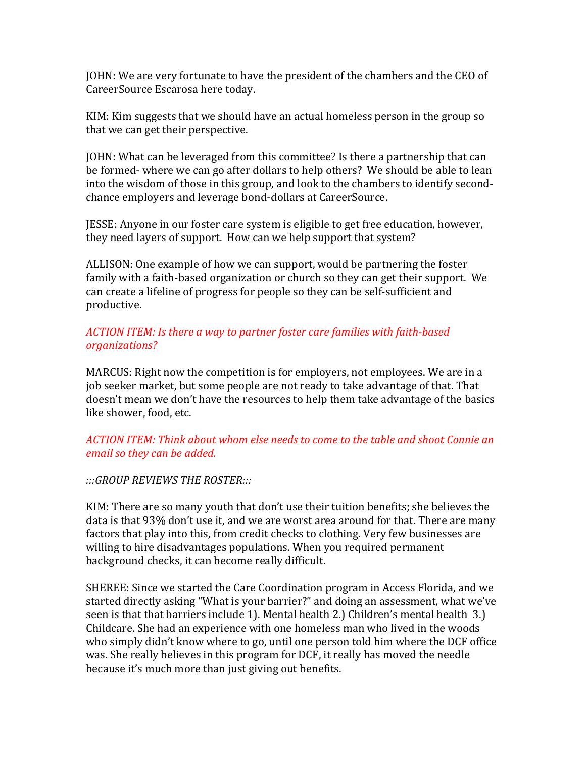JOHN: We are very fortunate to have the president of the chambers and the CEO of CareerSource Escarosa here today.

KIM: Kim suggests that we should have an actual homeless person in the group so that we can get their perspective.

JOHN: What can be leveraged from this committee? Is there a partnership that can be formed- where we can go after dollars to help others? We should be able to lean into the wisdom of those in this group, and look to the chambers to identify second-chance employers and leverage bond-dollars at CareerSource.

JESSE: Anyone in our foster care system is eligible to get free education, however, they need layers of support. How can we help support that system?

ALLISON: One example of how we can support, would be partnering the foster family with a faith-based organization or church so they can get their support. We can create a lifeline of progress for people so they can be self-sufficient and productive.

*ACTION ITEM: Is there a way to partner foster care families with faith-based organizations?*

MARCUS: Right now the competition is for employers, not employees. We are in a job seeker market, but some people are not ready to take advantage of that. That doesn't mean we don't have the resources to help them take advantage of the basics like shower, food, etc.

*ACTION ITEM: Think about whom else needs to come to the table and shoot Connie an email so they can be added.*

*:::GROUP REVIEWS THE ROSTER:::*

KIM: There are so many youth that don't use their tuition benefits; she believes the data is that 93% don't use it, and we are worst area around for that. There are many factors that play into this, from credit checks to clothing. Very few businesses are willing to hire disadvantages populations. When you required permanent background checks, it can become really difficult.

SHEREE: Since we started the Care Coordination program in Access Florida, and we started directly asking "What is your barrier?" and doing an assessment, what we've seen is that that barriers include 1). Mental health 2.) Children's mental health 3.) Childcare. She had an experience with one homeless man who lived in the woods who simply didn't know where to go, until one person told him where the DCF office was. She really believes in this program for DCF, it really has moved the needle because it's much more than just giving out benefits.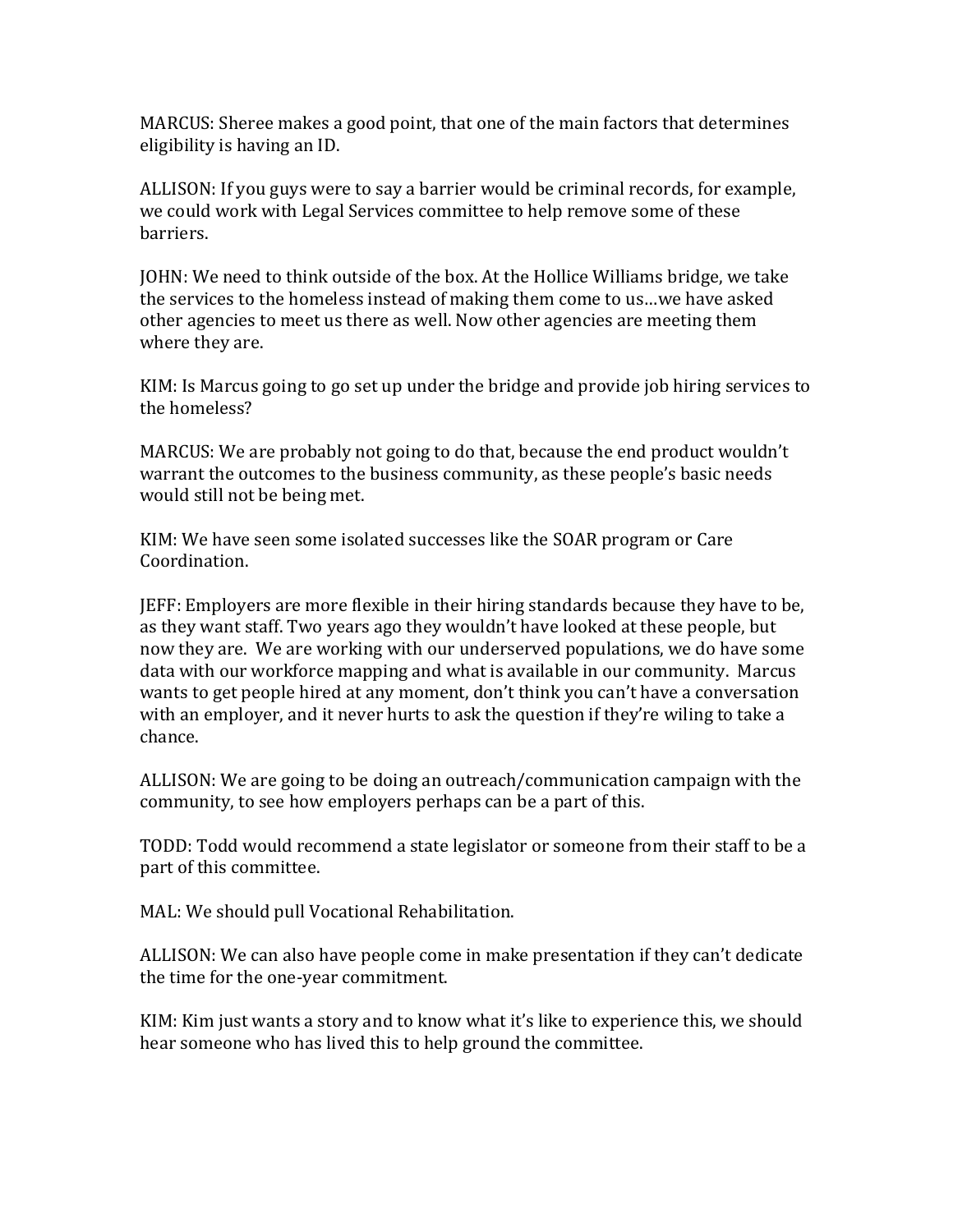MARCUS: Sheree makes a good point, that one of the main factors that determines eligibility is having an ID.

ALLISON: If you guys were to say a barrier would be criminal records, for example, we could work with Legal Services committee to help remove some of these barriers.

JOHN: We need to think outside of the box. At the Hollice Williams bridge, we take the services to the homeless instead of making them come to us…we have asked other agencies to meet us there as well. Now other agencies are meeting them where they are.

KIM: Is Marcus going to go set up under the bridge and provide job hiring services to the homeless?

MARCUS: We are probably not going to do that, because the end product wouldn't warrant the outcomes to the business community, as these people's basic needs would still not be being met.

KIM: We have seen some isolated successes like the SOAR program or Care Coordination.

JEFF: Employers are more flexible in their hiring standards because they have to be, as they want staff. Two years ago they wouldn't have looked at these people, but now they are. We are working with our underserved populations, we do have some data with our workforce mapping and what is available in our community. Marcus wants to get people hired at any moment, don't think you can't have a conversation with an employer, and it never hurts to ask the question if they're wiling to take a chance.

ALLISON: We are going to be doing an outreach/communication campaign with the community, to see how employers perhaps can be a part of this.

TODD: Todd would recommend a state legislator or someone from their staff to be a part of this committee.

MAL: We should pull Vocational Rehabilitation.

ALLISON: We can also have people come in make presentation if they can't dedicate the time for the one-year commitment.

KIM: Kim just wants a story and to know what it's like to experience this, we should hear someone who has lived this to help ground the committee.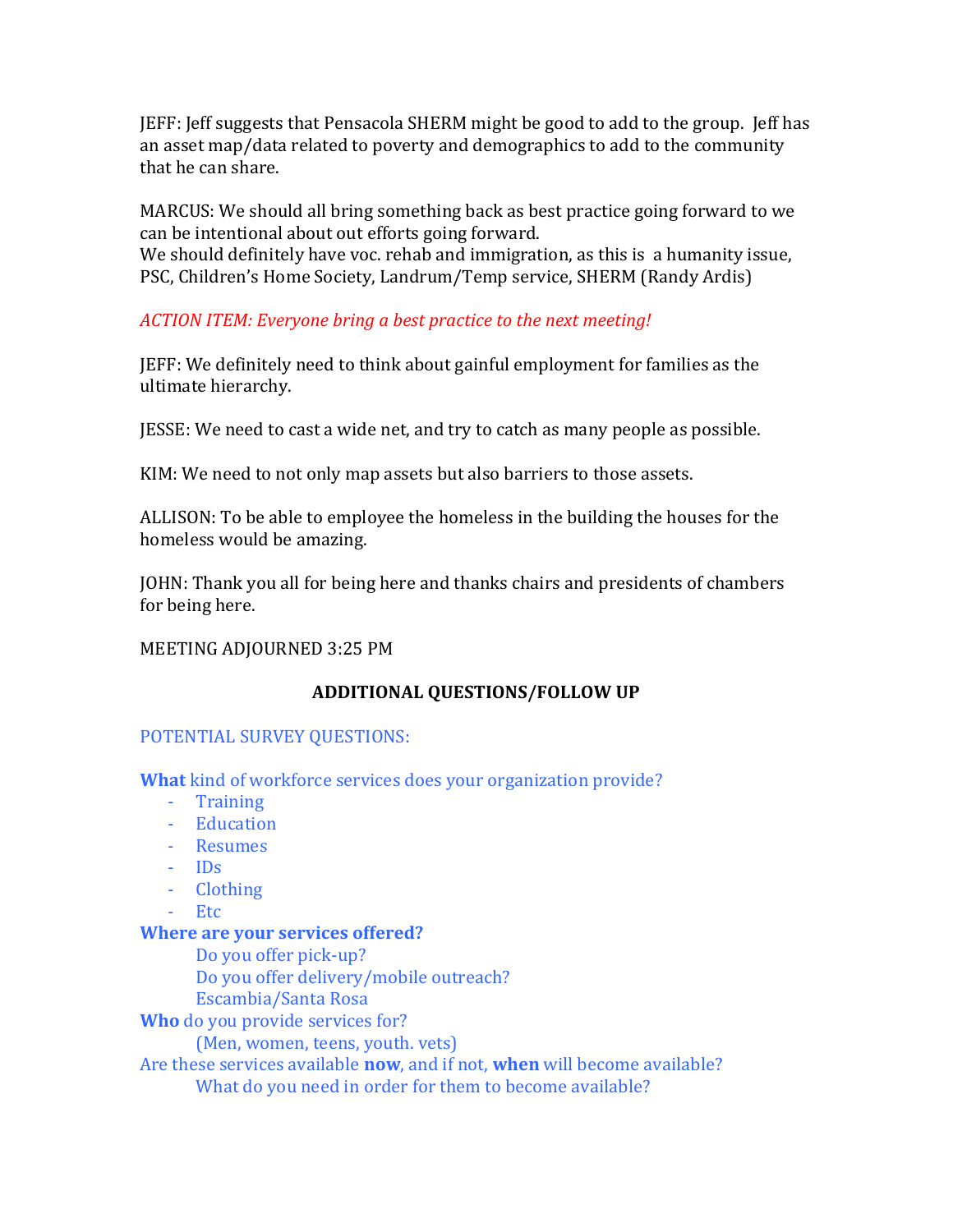JEFF: Jeff suggests that Pensacola SHERM might be good to add to the group. Jeff has an asset map/data related to poverty and demographics to add to the community that he can share.

MARCUS: We should all bring something back as best practice going forward to we can be intentional about out efforts going forward.
We should definitely have voc. rehab and immigration, as this is a humanity issue, PSC, Children's Home Society, Landrum/Temp service, SHERM (Randy Ardis)

*ACTION ITEM: Everyone bring a best practice to the next meeting!*

JEFF: We definitely need to think about gainful employment for families as the ultimate hierarchy.

JESSE: We need to cast a wide net, and try to catch as many people as possible.

KIM: We need to not only map assets but also barriers to those assets.

ALLISON: To be able to employee the homeless in the building the houses for the homeless would be amazing.

JOHN: Thank you all for being here and thanks chairs and presidents of chambers for being here.

MEETING ADJOURNED 3:25 PM

## ADDITIONAL QUESTIONS/FOLLOW UP

POTENTIAL SURVEY QUESTIONS:

**What** kind of workforce services does your organization provide?

- Training
- Education
- Resumes
- IDs
- Clothing
- Etc

**Where are your services offered?**

  Do you offer pick-up?
  Do you offer delivery/mobile outreach?
  Escambia/Santa Rosa

**Who** do you provide services for?

  (Men, women, teens, youth. vets)

Are these services available **now**, and if not, **when** will become available?

  What do you need in order for them to become available?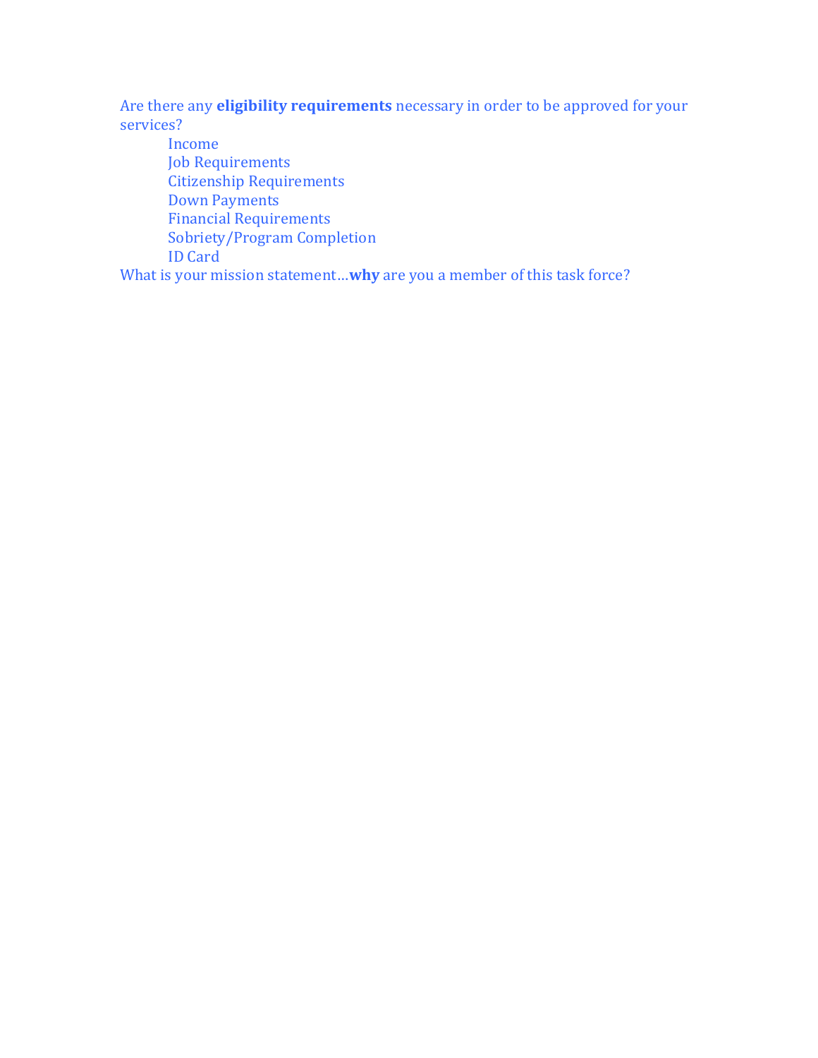Are there any **eligibility requirements** necessary in order to be approved for your services?

- Income
- Job Requirements
- Citizenship Requirements
- Down Payments
- Financial Requirements
- Sobriety/Program Completion
- ID Card

What is your mission statement…**why** are you a member of this task force?